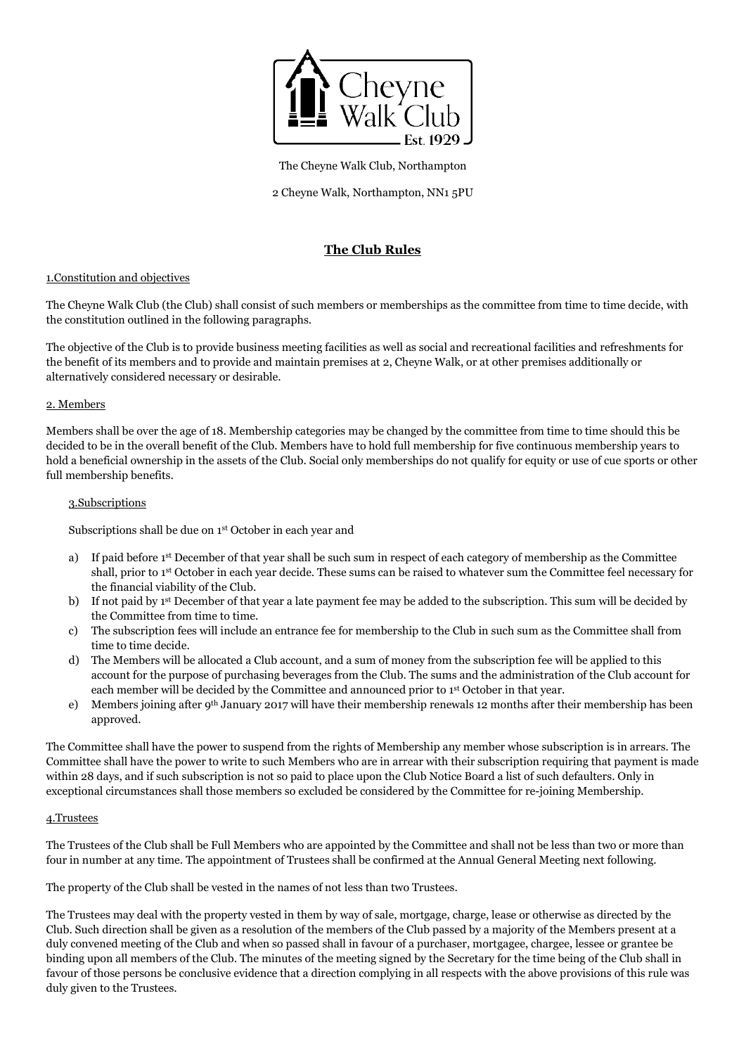The Cheyne Walk Club, Northampton

2 Cheyne Walk, Northampton, NN1 5PU

# The Club Rules

## 1.Constitution and objectives

The Cheyne Walk Club (the Club) shall consist of such members or memberships as the committee from time to time decide, with the constitution outlined in the following paragraphs.

The objective of the Club is to provide business meeting facilities as well as social and recreational facilities and refreshments for the benefit of its members and to provide and maintain premises at 2, Cheyne Walk, or at other premises additionally or alternatively considered necessary or desirable.

## 2. Members

Members shall be over the age of 18. Membership categories may be changed by the committee from time to time should this be decided to be in the overall benefit of the Club. Members have to hold full membership for five continuous membership years to hold a beneficial ownership in the assets of the Club. Social only memberships do not qualify for equity or use of cue sports or other full membership benefits.

## 3.Subscriptions

Subscriptions shall be due on 1st October in each year and

a) If paid before 1st December of that year shall be such sum in respect of each category of membership as the Committee shall, prior to 1st October in each year decide. These sums can be raised to whatever sum the Committee feel necessary for the financial viability of the Club.
b) If not paid by 1st December of that year a late payment fee may be added to the subscription. This sum will be decided by the Committee from time to time.
c) The subscription fees will include an entrance fee for membership to the Club in such sum as the Committee shall from time to time decide.
d) The Members will be allocated a Club account, and a sum of money from the subscription fee will be applied to this account for the purpose of purchasing beverages from the Club. The sums and the administration of the Club account for each member will be decided by the Committee and announced prior to 1st October in that year.
e) Members joining after 9th January 2017 will have their membership renewals 12 months after their membership has been approved.

The Committee shall have the power to suspend from the rights of Membership any member whose subscription is in arrears. The Committee shall have the power to write to such Members who are in arrear with their subscription requiring that payment is made within 28 days, and if such subscription is not so paid to place upon the Club Notice Board a list of such defaulters. Only in exceptional circumstances shall those members so excluded be considered by the Committee for re-joining Membership.

## 4.Trustees

The Trustees of the Club shall be Full Members who are appointed by the Committee and shall not be less than two or more than four in number at any time. The appointment of Trustees shall be confirmed at the Annual General Meeting next following.

The property of the Club shall be vested in the names of not less than two Trustees.

The Trustees may deal with the property vested in them by way of sale, mortgage, charge, lease or otherwise as directed by the Club. Such direction shall be given as a resolution of the members of the Club passed by a majority of the Members present at a duly convened meeting of the Club and when so passed shall in favour of a purchaser, mortgagee, chargee, lessee or grantee be binding upon all members of the Club. The minutes of the meeting signed by the Secretary for the time being of the Club shall in favour of those persons be conclusive evidence that a direction complying in all respects with the above provisions of this rule was duly given to the Trustees.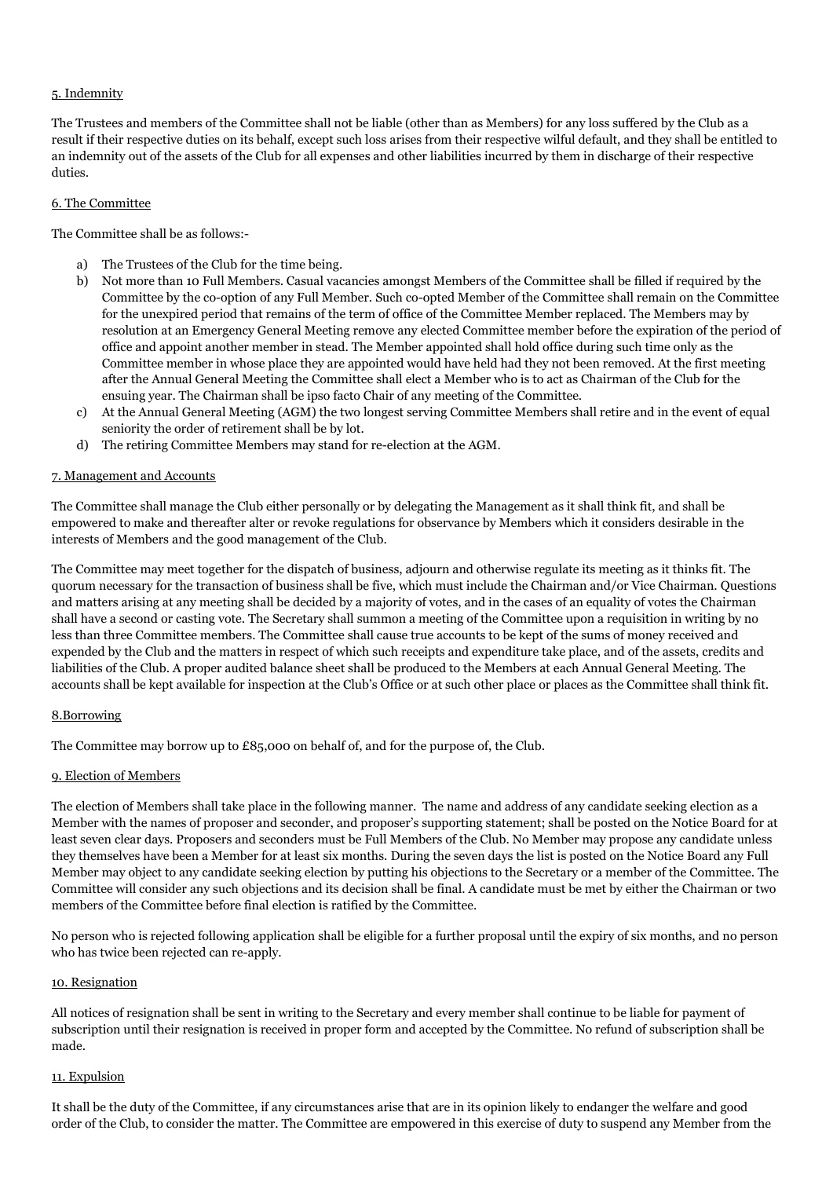5. Indemnity

The Trustees and members of the Committee shall not be liable (other than as Members) for any loss suffered by the Club as a result if their respective duties on its behalf, except such loss arises from their respective wilful default, and they shall be entitled to an indemnity out of the assets of the Club for all expenses and other liabilities incurred by them in discharge of their respective duties.

6. The Committee

The Committee shall be as follows:-

a) The Trustees of the Club for the time being.
b) Not more than 10 Full Members. Casual vacancies amongst Members of the Committee shall be filled if required by the Committee by the co-option of any Full Member. Such co-opted Member of the Committee shall remain on the Committee for the unexpired period that remains of the term of office of the Committee Member replaced. The Members may by resolution at an Emergency General Meeting remove any elected Committee member before the expiration of the period of office and appoint another member in stead. The Member appointed shall hold office during such time only as the Committee member in whose place they are appointed would have held had they not been removed. At the first meeting after the Annual General Meeting the Committee shall elect a Member who is to act as Chairman of the Club for the ensuing year. The Chairman shall be ipso facto Chair of any meeting of the Committee.
c) At the Annual General Meeting (AGM) the two longest serving Committee Members shall retire and in the event of equal seniority the order of retirement shall be by lot.
d) The retiring Committee Members may stand for re-election at the AGM.

7. Management and Accounts

The Committee shall manage the Club either personally or by delegating the Management as it shall think fit, and shall be empowered to make and thereafter alter or revoke regulations for observance by Members which it considers desirable in the interests of Members and the good management of the Club.

The Committee may meet together for the dispatch of business, adjourn and otherwise regulate its meeting as it thinks fit. The quorum necessary for the transaction of business shall be five, which must include the Chairman and/or Vice Chairman. Questions and matters arising at any meeting shall be decided by a majority of votes, and in the cases of an equality of votes the Chairman shall have a second or casting vote. The Secretary shall summon a meeting of the Committee upon a requisition in writing by no less than three Committee members. The Committee shall cause true accounts to be kept of the sums of money received and expended by the Club and the matters in respect of which such receipts and expenditure take place, and of the assets, credits and liabilities of the Club. A proper audited balance sheet shall be produced to the Members at each Annual General Meeting. The accounts shall be kept available for inspection at the Club's Office or at such other place or places as the Committee shall think fit.

8.Borrowing

The Committee may borrow up to £85,000 on behalf of, and for the purpose of, the Club.

9. Election of Members

The election of Members shall take place in the following manner. The name and address of any candidate seeking election as a Member with the names of proposer and seconder, and proposer's supporting statement; shall be posted on the Notice Board for at least seven clear days. Proposers and seconders must be Full Members of the Club. No Member may propose any candidate unless they themselves have been a Member for at least six months. During the seven days the list is posted on the Notice Board any Full Member may object to any candidate seeking election by putting his objections to the Secretary or a member of the Committee. The Committee will consider any such objections and its decision shall be final. A candidate must be met by either the Chairman or two members of the Committee before final election is ratified by the Committee.

No person who is rejected following application shall be eligible for a further proposal until the expiry of six months, and no person who has twice been rejected can re-apply.

10. Resignation

All notices of resignation shall be sent in writing to the Secretary and every member shall continue to be liable for payment of subscription until their resignation is received in proper form and accepted by the Committee. No refund of subscription shall be made.

11. Expulsion

It shall be the duty of the Committee, if any circumstances arise that are in its opinion likely to endanger the welfare and good order of the Club, to consider the matter. The Committee are empowered in this exercise of duty to suspend any Member from the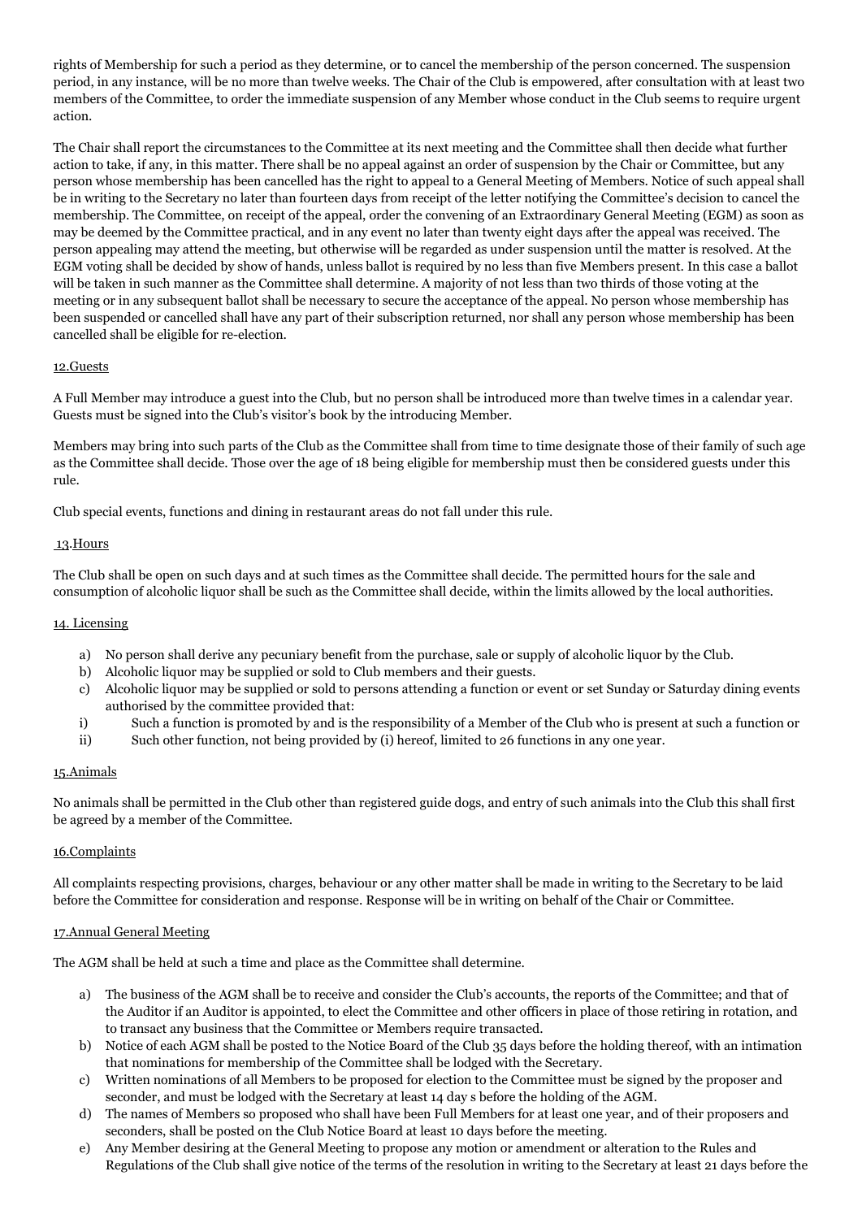rights of Membership for such a period as they determine, or to cancel the membership of the person concerned. The suspension period, in any instance, will be no more than twelve weeks. The Chair of the Club is empowered, after consultation with at least two members of the Committee, to order the immediate suspension of any Member whose conduct in the Club seems to require urgent action.

The Chair shall report the circumstances to the Committee at its next meeting and the Committee shall then decide what further action to take, if any, in this matter. There shall be no appeal against an order of suspension by the Chair or Committee, but any person whose membership has been cancelled has the right to appeal to a General Meeting of Members. Notice of such appeal shall be in writing to the Secretary no later than fourteen days from receipt of the letter notifying the Committee's decision to cancel the membership. The Committee, on receipt of the appeal, order the convening of an Extraordinary General Meeting (EGM) as soon as may be deemed by the Committee practical, and in any event no later than twenty eight days after the appeal was received. The person appealing may attend the meeting, but otherwise will be regarded as under suspension until the matter is resolved. At the EGM voting shall be decided by show of hands, unless ballot is required by no less than five Members present. In this case a ballot will be taken in such manner as the Committee shall determine. A majority of not less than two thirds of those voting at the meeting or in any subsequent ballot shall be necessary to secure the acceptance of the appeal. No person whose membership has been suspended or cancelled shall have any part of their subscription returned, nor shall any person whose membership has been cancelled shall be eligible for re-election.

12.Guests

A Full Member may introduce a guest into the Club, but no person shall be introduced more than twelve times in a calendar year. Guests must be signed into the Club's visitor's book by the introducing Member.

Members may bring into such parts of the Club as the Committee shall from time to time designate those of their family of such age as the Committee shall decide. Those over the age of 18 being eligible for membership must then be considered guests under this rule.

Club special events, functions and dining in restaurant areas do not fall under this rule.

13.Hours

The Club shall be open on such days and at such times as the Committee shall decide. The permitted hours for the sale and consumption of alcoholic liquor shall be such as the Committee shall decide, within the limits allowed by the local authorities.

14. Licensing

a) No person shall derive any pecuniary benefit from the purchase, sale or supply of alcoholic liquor by the Club.
b) Alcoholic liquor may be supplied or sold to Club members and their guests.
c) Alcoholic liquor may be supplied or sold to persons attending a function or event or set Sunday or Saturday dining events authorised by the committee provided that:
i) Such a function is promoted by and is the responsibility of a Member of the Club who is present at such a function or
ii) Such other function, not being provided by (i) hereof, limited to 26 functions in any one year.

15.Animals

No animals shall be permitted in the Club other than registered guide dogs, and entry of such animals into the Club this shall first be agreed by a member of the Committee.

16.Complaints

All complaints respecting provisions, charges, behaviour or any other matter shall be made in writing to the Secretary to be laid before the Committee for consideration and response. Response will be in writing on behalf of the Chair or Committee.

17.Annual General Meeting

The AGM shall be held at such a time and place as the Committee shall determine.

a) The business of the AGM shall be to receive and consider the Club's accounts, the reports of the Committee; and that of the Auditor if an Auditor is appointed, to elect the Committee and other officers in place of those retiring in rotation, and to transact any business that the Committee or Members require transacted.
b) Notice of each AGM shall be posted to the Notice Board of the Club 35 days before the holding thereof, with an intimation that nominations for membership of the Committee shall be lodged with the Secretary.
c) Written nominations of all Members to be proposed for election to the Committee must be signed by the proposer and seconder, and must be lodged with the Secretary at least 14 day s before the holding of the AGM.
d) The names of Members so proposed who shall have been Full Members for at least one year, and of their proposers and seconders, shall be posted on the Club Notice Board at least 10 days before the meeting.
e) Any Member desiring at the General Meeting to propose any motion or amendment or alteration to the Rules and Regulations of the Club shall give notice of the terms of the resolution in writing to the Secretary at least 21 days before the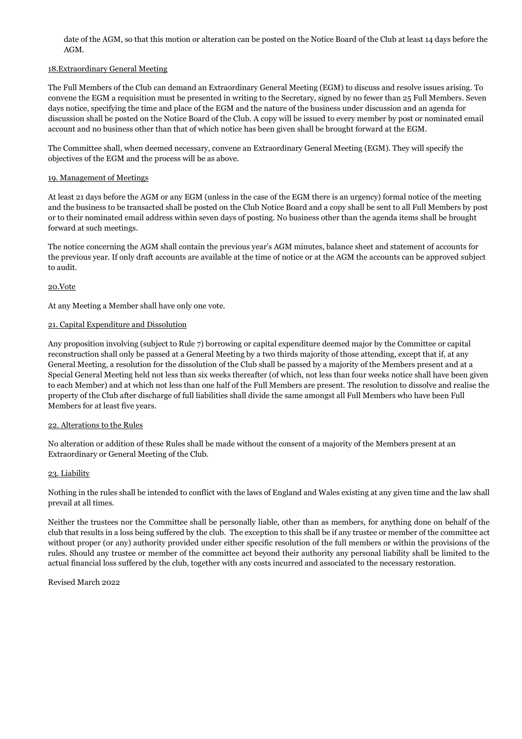date of the AGM, so that this motion or alteration can be posted on the Notice Board of the Club at least 14 days before the AGM.

18.Extraordinary General Meeting

The Full Members of the Club can demand an Extraordinary General Meeting (EGM) to discuss and resolve issues arising. To convene the EGM a requisition must be presented in writing to the Secretary, signed by no fewer than 25 Full Members. Seven days notice, specifying the time and place of the EGM and the nature of the business under discussion and an agenda for discussion shall be posted on the Notice Board of the Club. A copy will be issued to every member by post or nominated email account and no business other than that of which notice has been given shall be brought forward at the EGM.

The Committee shall, when deemed necessary, convene an Extraordinary General Meeting (EGM). They will specify the objectives of the EGM and the process will be as above.

19. Management of Meetings

At least 21 days before the AGM or any EGM (unless in the case of the EGM there is an urgency) formal notice of the meeting and the business to be transacted shall be posted on the Club Notice Board and a copy shall be sent to all Full Members by post or to their nominated email address within seven days of posting. No business other than the agenda items shall be brought forward at such meetings.

The notice concerning the AGM shall contain the previous year's AGM minutes, balance sheet and statement of accounts for the previous year. If only draft accounts are available at the time of notice or at the AGM the accounts can be approved subject to audit.

20.Vote

At any Meeting a Member shall have only one vote.

21. Capital Expenditure and Dissolution

Any proposition involving (subject to Rule 7) borrowing or capital expenditure deemed major by the Committee or capital reconstruction shall only be passed at a General Meeting by a two thirds majority of those attending, except that if, at any General Meeting, a resolution for the dissolution of the Club shall be passed by a majority of the Members present and at a Special General Meeting held not less than six weeks thereafter (of which, not less than four weeks notice shall have been given to each Member) and at which not less than one half of the Full Members are present. The resolution to dissolve and realise the property of the Club after discharge of full liabilities shall divide the same amongst all Full Members who have been Full Members for at least five years.

22. Alterations to the Rules

No alteration or addition of these Rules shall be made without the consent of a majority of the Members present at an Extraordinary or General Meeting of the Club.

23. Liability

Nothing in the rules shall be intended to conflict with the laws of England and Wales existing at any given time and the law shall prevail at all times.

Neither the trustees nor the Committee shall be personally liable, other than as members, for anything done on behalf of the club that results in a loss being suffered by the club. The exception to this shall be if any trustee or member of the committee act without proper (or any) authority provided under either specific resolution of the full members or within the provisions of the rules. Should any trustee or member of the committee act beyond their authority any personal liability shall be limited to the actual financial loss suffered by the club, together with any costs incurred and associated to the necessary restoration.

Revised March 2022